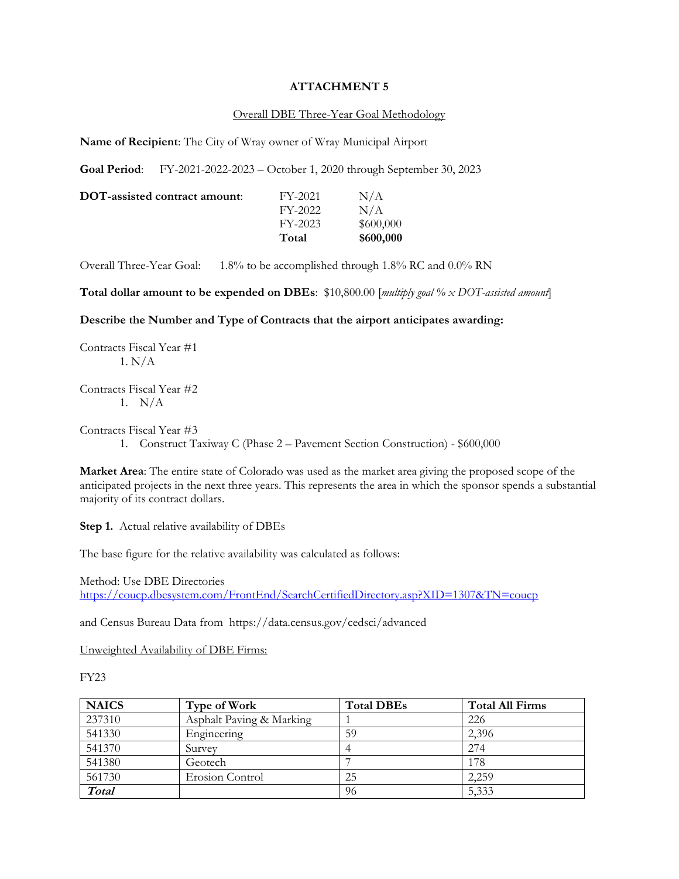# ATTACHMENT 5

Overall DBE Three-Year Goal Methodology

**Name of Recipient**: The City of Wray owner of Wray Municipal Airport

**Goal Period**: FY-2021-2022-2023 – October 1, 2020 through September 30, 2023

| **DOT-assisted contract amount**: | FY-2021 | N/A |
|---|---|---|
| | FY-2022 | N/A |
| | FY-2023 | $600,000 |
| | **Total** | **$600,000** |

Overall Three-Year Goal: 1.8% to be accomplished through 1.8% RC and 0.0% RN

**Total dollar amount to be expended on DBEs**: $10,800.00 [*multiply goal % x DOT-assisted amount*]

**Describe the Number and Type of Contracts that the airport anticipates awarding:**

Contracts Fiscal Year #1

1. N/A

Contracts Fiscal Year #2

1. N/A

Contracts Fiscal Year #3

1. Construct Taxiway C (Phase 2 – Pavement Section Construction) - $600,000

**Market Area**: The entire state of Colorado was used as the market area giving the proposed scope of the anticipated projects in the next three years. This represents the area in which the sponsor spends a substantial majority of its contract dollars.

**Step 1.** Actual relative availability of DBEs

The base figure for the relative availability was calculated as follows:

Method: Use DBE Directories
https://coucp.dbesystem.com/FrontEnd/SearchCertifiedDirectory.asp?XID=1307&TN=coucp

and Census Bureau Data from https://data.census.gov/cedsci/advanced

Unweighted Availability of DBE Firms:

FY23

| NAICS | Type of Work | Total DBEs | Total All Firms |
|---|---|---|---|
| 237310 | Asphalt Paving & Marking | 1 | 226 |
| 541330 | Engineering | 59 | 2,396 |
| 541370 | Survey | 4 | 274 |
| 541380 | Geotech | 7 | 178 |
| 561730 | Erosion Control | 25 | 2,259 |
| ***Total*** | | 96 | 5,333 |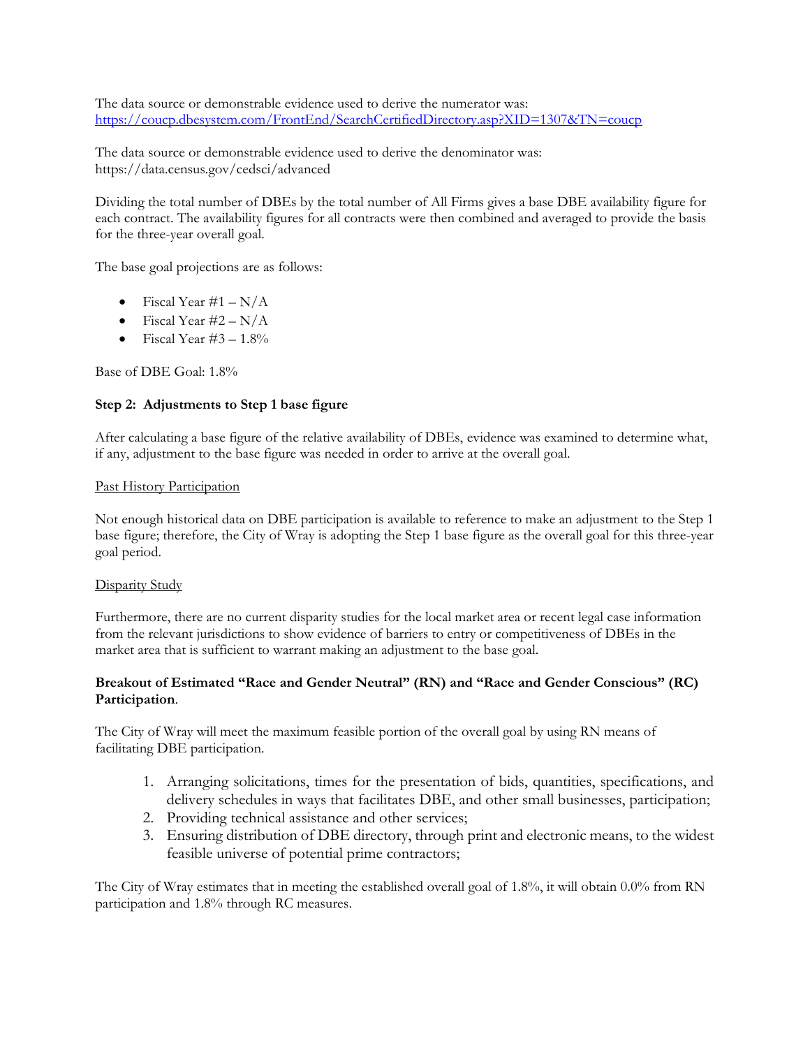The data source or demonstrable evidence used to derive the numerator was:
https://coucp.dbesystem.com/FrontEnd/SearchCertifiedDirectory.asp?XID=1307&TN=coucp

The data source or demonstrable evidence used to derive the denominator was:
https://data.census.gov/cedsci/advanced

Dividing the total number of DBEs by the total number of All Firms gives a base DBE availability figure for each contract. The availability figures for all contracts were then combined and averaged to provide the basis for the three-year overall goal.

The base goal projections are as follows:

- Fiscal Year #1 – N/A
- Fiscal Year #2 – N/A
- Fiscal Year #3 – 1.8%

Base of DBE Goal: 1.8%

**Step 2: Adjustments to Step 1 base figure**

After calculating a base figure of the relative availability of DBEs, evidence was examined to determine what, if any, adjustment to the base figure was needed in order to arrive at the overall goal.

Past History Participation

Not enough historical data on DBE participation is available to reference to make an adjustment to the Step 1 base figure; therefore, the City of Wray is adopting the Step 1 base figure as the overall goal for this three-year goal period.

Disparity Study

Furthermore, there are no current disparity studies for the local market area or recent legal case information from the relevant jurisdictions to show evidence of barriers to entry or competitiveness of DBEs in the market area that is sufficient to warrant making an adjustment to the base goal.

**Breakout of Estimated "Race and Gender Neutral" (RN) and "Race and Gender Conscious" (RC) Participation**.

The City of Wray will meet the maximum feasible portion of the overall goal by using RN means of facilitating DBE participation.

1. Arranging solicitations, times for the presentation of bids, quantities, specifications, and delivery schedules in ways that facilitates DBE, and other small businesses, participation;
2. Providing technical assistance and other services;
3. Ensuring distribution of DBE directory, through print and electronic means, to the widest feasible universe of potential prime contractors;

The City of Wray estimates that in meeting the established overall goal of 1.8%, it will obtain 0.0% from RN participation and 1.8% through RC measures.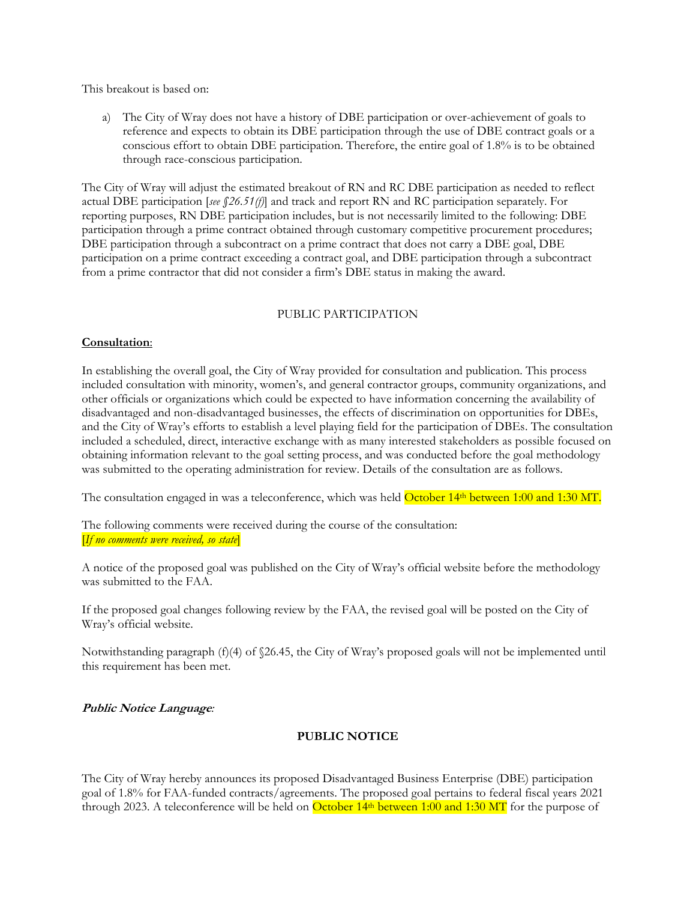This breakout is based on:

a) The City of Wray does not have a history of DBE participation or over-achievement of goals to reference and expects to obtain its DBE participation through the use of DBE contract goals or a conscious effort to obtain DBE participation. Therefore, the entire goal of 1.8% is to be obtained through race-conscious participation.

The City of Wray will adjust the estimated breakout of RN and RC DBE participation as needed to reflect actual DBE participation [*see §26.51(f)*] and track and report RN and RC participation separately. For reporting purposes, RN DBE participation includes, but is not necessarily limited to the following: DBE participation through a prime contract obtained through customary competitive procurement procedures; DBE participation through a subcontract on a prime contract that does not carry a DBE goal, DBE participation on a prime contract exceeding a contract goal, and DBE participation through a subcontract from a prime contractor that did not consider a firm's DBE status in making the award.

PUBLIC PARTICIPATION

**Consultation**:

In establishing the overall goal, the City of Wray provided for consultation and publication. This process included consultation with minority, women's, and general contractor groups, community organizations, and other officials or organizations which could be expected to have information concerning the availability of disadvantaged and non-disadvantaged businesses, the effects of discrimination on opportunities for DBEs, and the City of Wray's efforts to establish a level playing field for the participation of DBEs. The consultation included a scheduled, direct, interactive exchange with as many interested stakeholders as possible focused on obtaining information relevant to the goal setting process, and was conducted before the goal methodology was submitted to the operating administration for review. Details of the consultation are as follows.

The consultation engaged in was a teleconference, which was held October 14th between 1:00 and 1:30 MT.

The following comments were received during the course of the consultation:
[*If no comments were received, so state*]

A notice of the proposed goal was published on the City of Wray's official website before the methodology was submitted to the FAA.

If the proposed goal changes following review by the FAA, the revised goal will be posted on the City of Wray's official website.

Notwithstanding paragraph (f)(4) of §26.45, the City of Wray's proposed goals will not be implemented until this requirement has been met.

***Public Notice Language*:**

**PUBLIC NOTICE**

The City of Wray hereby announces its proposed Disadvantaged Business Enterprise (DBE) participation goal of 1.8% for FAA-funded contracts/agreements. The proposed goal pertains to federal fiscal years 2021 through 2023. A teleconference will be held on October 14th between 1:00 and 1:30 MT for the purpose of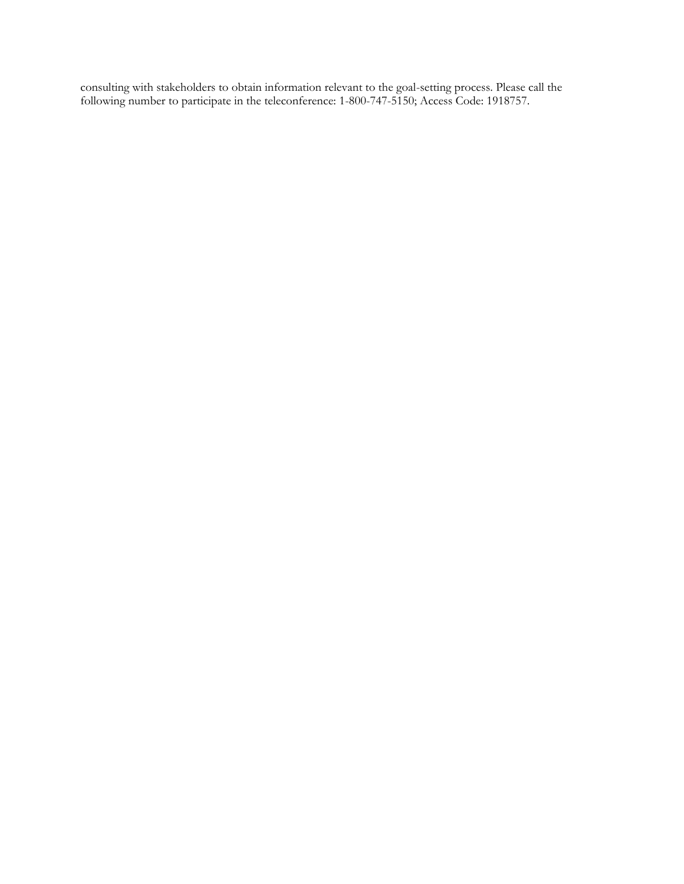consulting with stakeholders to obtain information relevant to the goal-setting process. Please call the following number to participate in the teleconference: 1-800-747-5150; Access Code: 1918757.